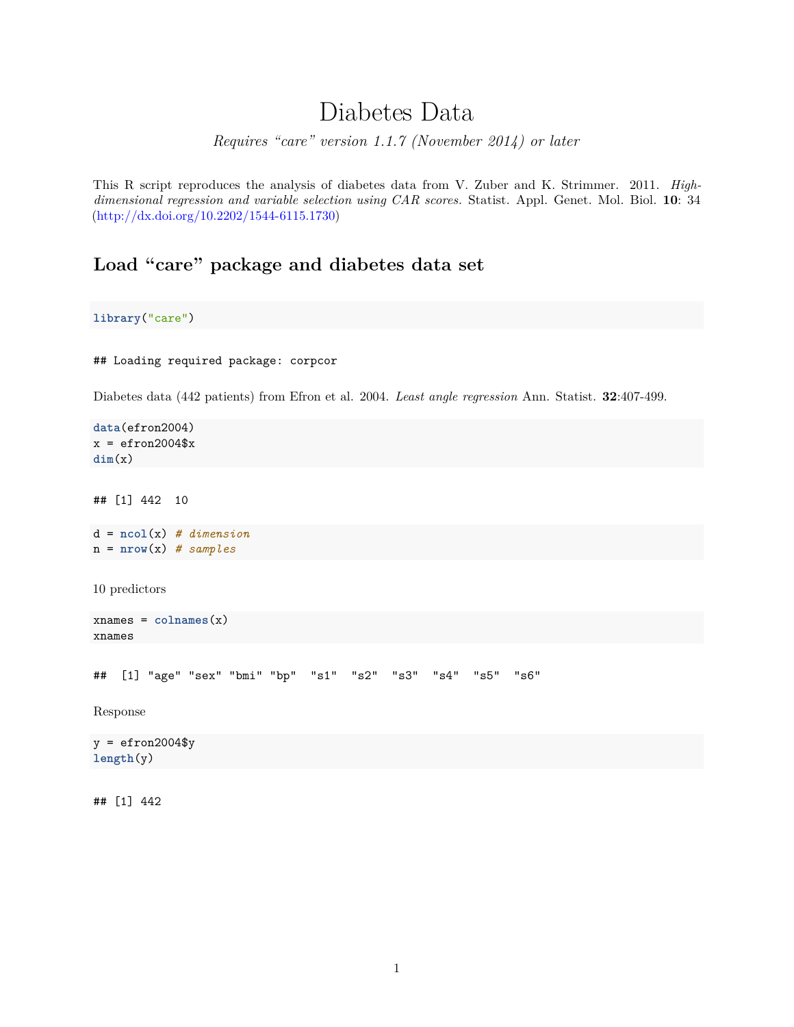# Diabetes Data

*Requires "care" version 1.1.7 (November 2014) or later*

This R script reproduces the analysis of diabetes data from V. Zuber and K. Strimmer. 2011. *High-dimensional regression and variable selection using CAR scores.* Statist. Appl. Genet. Mol. Biol. **10**: 34 (http://dx.doi.org/10.2202/1544-6115.1730)

## Load "care" package and diabetes data set

```
library("care")
```

```
## Loading required package: corpcor
```

Diabetes data (442 patients) from Efron et al. 2004. *Least angle regression* Ann. Statist. **32**:407-499.

```
data(efron2004)
x = efron2004$x
dim(x)
```

```
## [1] 442  10
```

```
d = ncol(x) # dimension
n = nrow(x) # samples
```

10 predictors

```
xnames = colnames(x)
xnames
```

```
##  [1] "age" "sex" "bmi" "bp"  "s1"  "s2"  "s3"  "s4"  "s5"  "s6"
```

Response

```
y = efron2004$y
length(y)
```

```
## [1] 442
```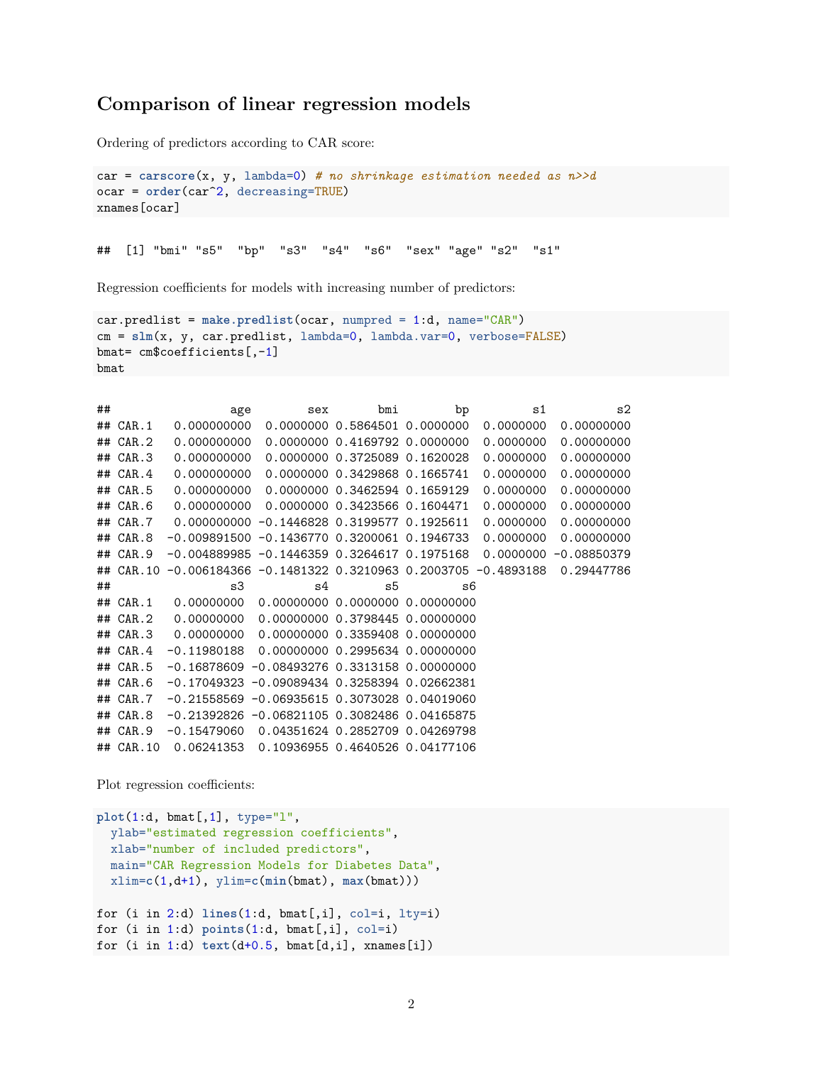## Comparison of linear regression models

Ordering of predictors according to CAR score:

```
car = carscore(x, y, lambda=0) # no shrinkage estimation needed as n>>d
ocar = order(car^2, decreasing=TRUE)
xnames[ocar]
```

```
##  [1] "bmi" "s5"  "bp"  "s3"  "s4"  "s6"  "sex" "age" "s2"  "s1"
```

Regression coefficients for models with increasing number of predictors:

```
car.predlist = make.predlist(ocar, numpred = 1:d, name="CAR")
cm = slm(x, y, car.predlist, lambda=0, lambda.var=0, verbose=FALSE)
bmat= cm$coefficients[,-1]
bmat
```

```
##                 age        sex       bmi        bp         s1          s2
## CAR.1   0.000000000  0.0000000 0.5864501 0.0000000  0.0000000  0.00000000
## CAR.2   0.000000000  0.0000000 0.4169792 0.0000000  0.0000000  0.00000000
## CAR.3   0.000000000  0.0000000 0.3725089 0.1620028  0.0000000  0.00000000
## CAR.4   0.000000000  0.0000000 0.3429868 0.1665741  0.0000000  0.00000000
## CAR.5   0.000000000  0.0000000 0.3462594 0.1659129  0.0000000  0.00000000
## CAR.6   0.000000000  0.0000000 0.3423566 0.1604471  0.0000000  0.00000000
## CAR.7   0.000000000 -0.1446828 0.3199577 0.1925611  0.0000000  0.00000000
## CAR.8  -0.009891500 -0.1436770 0.3200061 0.1946733  0.0000000  0.00000000
## CAR.9  -0.004889985 -0.1446359 0.3264617 0.1975168  0.0000000 -0.08850379
## CAR.10 -0.006184366 -0.1481322 0.3210963 0.2003705 -0.4893188  0.29447786
##                 s3          s4        s5         s6
## CAR.1   0.00000000  0.00000000 0.0000000 0.00000000
## CAR.2   0.00000000  0.00000000 0.3798445 0.00000000
## CAR.3   0.00000000  0.00000000 0.3359408 0.00000000
## CAR.4  -0.11980188  0.00000000 0.2995634 0.00000000
## CAR.5  -0.16878609 -0.08493276 0.3313158 0.00000000
## CAR.6  -0.17049323 -0.09089434 0.3258394 0.02662381
## CAR.7  -0.21558569 -0.06935615 0.3073028 0.04019060
## CAR.8  -0.21392826 -0.06821105 0.3082486 0.04165875
## CAR.9  -0.15479060  0.04351624 0.2852709 0.04269798
## CAR.10  0.06241353  0.10936955 0.4640526 0.04177106
```

Plot regression coefficients:

```
plot(1:d, bmat[,1], type="l",
  ylab="estimated regression coefficients",
  xlab="number of included predictors",
  main="CAR Regression Models for Diabetes Data",
  xlim=c(1,d+1), ylim=c(min(bmat), max(bmat)))

for (i in 2:d) lines(1:d, bmat[,i], col=i, lty=i)
for (i in 1:d) points(1:d, bmat[,i], col=i)
for (i in 1:d) text(d+0.5, bmat[d,i], xnames[i])
```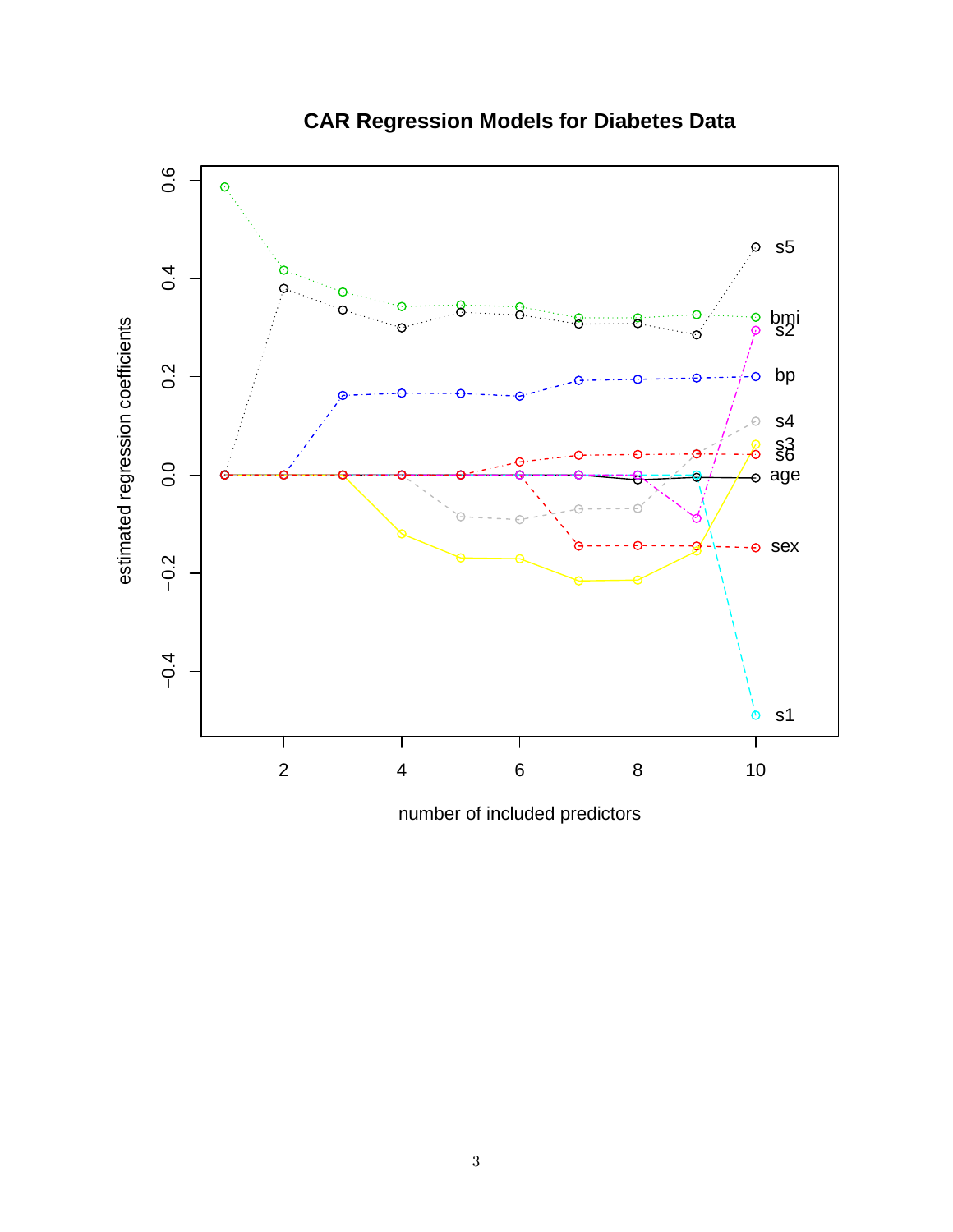**CAR Regression Models for Diabetes Data**

estimated regression coefficients

number of included predictors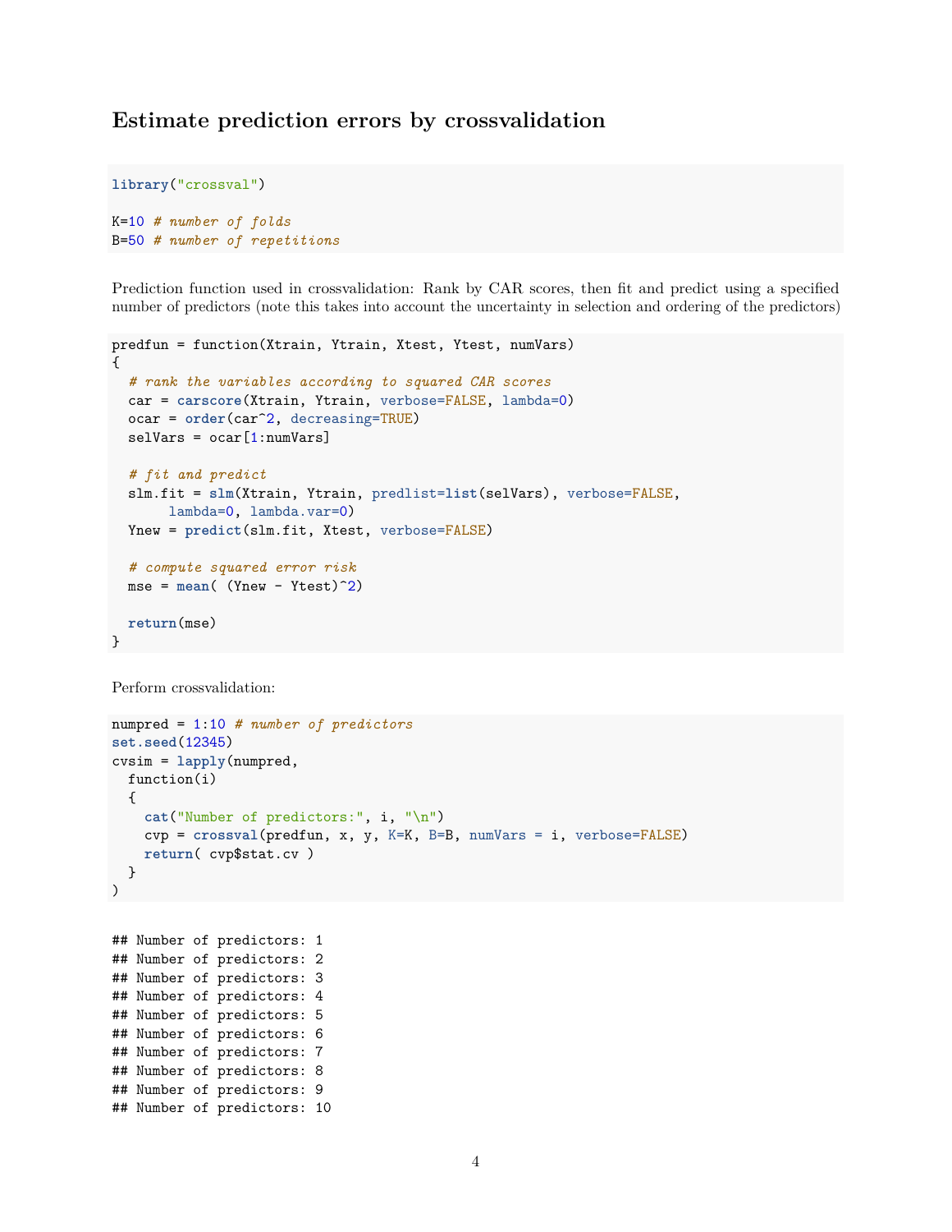## Estimate prediction errors by crossvalidation

```
library("crossval")

K=10 # number of folds
B=50 # number of repetitions
```

Prediction function used in crossvalidation: Rank by CAR scores, then fit and predict using a specified number of predictors (note this takes into account the uncertainty in selection and ordering of the predictors)

```
predfun = function(Xtrain, Ytrain, Xtest, Ytest, numVars)
{
  # rank the variables according to squared CAR scores
  car = carscore(Xtrain, Ytrain, verbose=FALSE, lambda=0)
  ocar = order(car^2, decreasing=TRUE)
  selVars = ocar[1:numVars]

  # fit and predict
  slm.fit = slm(Xtrain, Ytrain, predlist=list(selVars), verbose=FALSE,
       lambda=0, lambda.var=0)
  Ynew = predict(slm.fit, Xtest, verbose=FALSE)

  # compute squared error risk
  mse = mean( (Ynew - Ytest)^2)

  return(mse)
}
```

Perform crossvalidation:

```
numpred = 1:10 # number of predictors
set.seed(12345)
cvsim = lapply(numpred,
  function(i)
  {
    cat("Number of predictors:", i, "\n")
    cvp = crossval(predfun, x, y, K=K, B=B, numVars = i, verbose=FALSE)
    return( cvp$stat.cv )
  }
)
```

```
## Number of predictors: 1
## Number of predictors: 2
## Number of predictors: 3
## Number of predictors: 4
## Number of predictors: 5
## Number of predictors: 6
## Number of predictors: 7
## Number of predictors: 8
## Number of predictors: 9
## Number of predictors: 10
```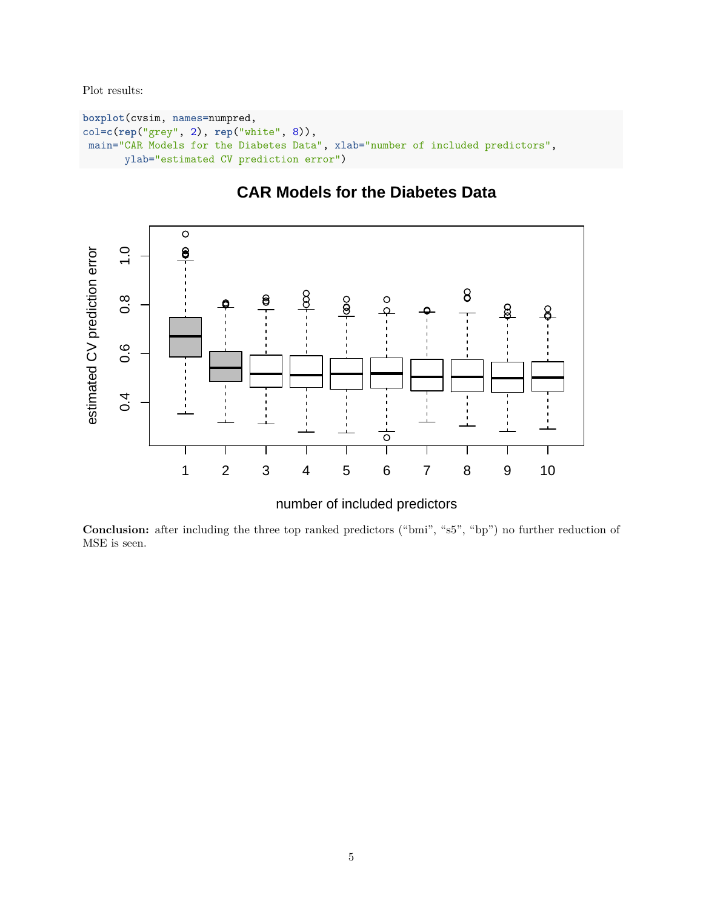Plot results:

```
boxplot(cvsim, names=numpred,
col=c(rep("grey", 2), rep("white", 8)),
 main="CAR Models for the Diabetes Data", xlab="number of included predictors",
       ylab="estimated CV prediction error")
```

CAR Models for the Diabetes Data

estimated CV prediction error

0.4
0.6
0.8
1.0

1
2
3
4
5
6
7
8
9
10

number of included predictors

**Conclusion:** after including the three top ranked predictors ("bmi", "s5", "bp") no further reduction of MSE is seen.